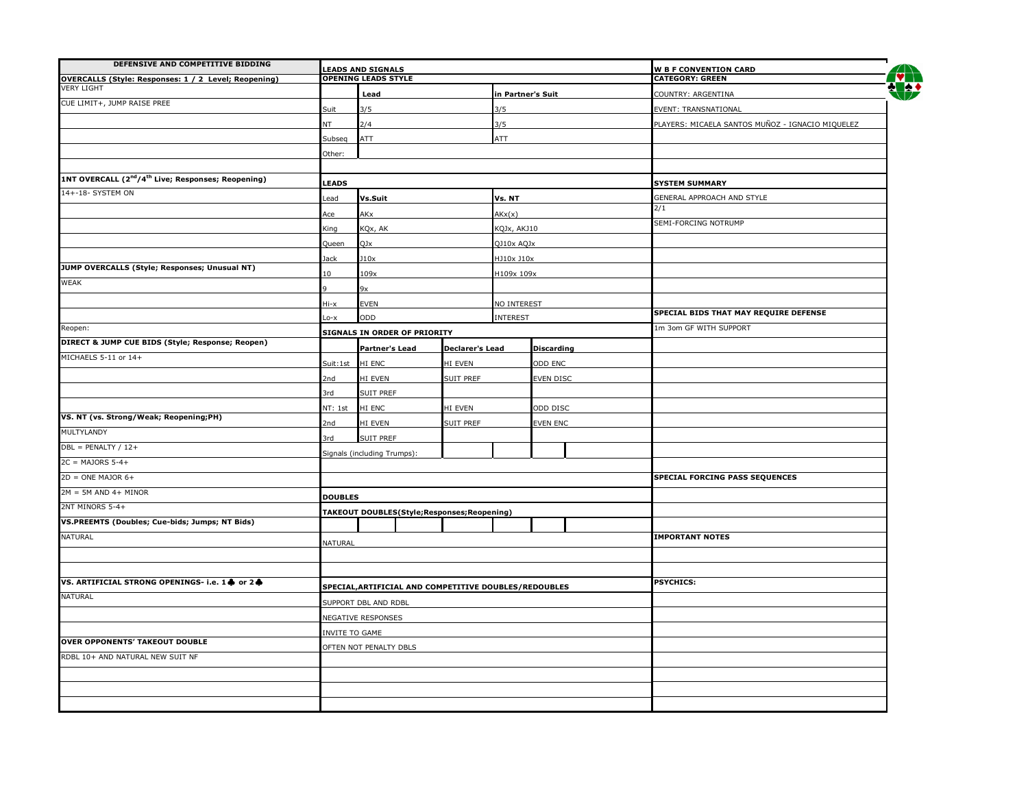# W B F CONVENTION CARD

**CATEGORY: GREEN**

COUNTRY: ARGENTINA

EVENT: TRANSNATIONAL

PLAYERS: MICAELA SANTOS MUÑOZ - IGNACIO MIQUELEZ

## SYSTEM SUMMARY

GENERAL APPROACH AND STYLE

2/1

SEMI-FORCING NOTRUMP

## SPECIAL BIDS THAT MAY REQUIRE DEFENSE

1m 3om GF WITH SUPPORT

## SPECIAL FORCING PASS SEQUENCES

## IMPORTANT NOTES

## PSYCHICS:

---

# DEFENSIVE AND COMPETITIVE BIDDING

## OVERCALLS (Style: Responses: 1 / 2 Level; Reopening)

VERY LIGHT

CUE LIMIT+, JUMP RAISE PREE

## 1NT OVERCALL (2nd/4th Live; Responses; Reopening)

14+-18- SYSTEM ON

## JUMP OVERCALLS (Style; Responses; Unusual NT)

WEAK

Reopen:

## DIRECT & JUMP CUE BIDS (Style; Response; Reopen)

MICHAELS 5-11 or 14+

## VS. NT (vs. Strong/Weak; Reopening;PH)

MULTYLANDY

DBL = PENALTY / 12+

2C = MAJORS 5-4+

2D = ONE MAJOR 6+

2M = 5M AND 4+ MINOR

2NT MINORS 5-4+

## VS.PREEMTS (Doubles; Cue-bids; Jumps; NT Bids)

NATURAL

## VS. ARTIFICIAL STRONG OPENINGS- i.e. 1♣ or 2♣

NATURAL

## OVER OPPONENTS' TAKEOUT DOUBLE

RDBL 10+ AND NATURAL NEW SUIT NF

---

# LEADS AND SIGNALS

## OPENING LEADS STYLE

| | Lead | in Partner's Suit |
|---|---|---|
| Suit | 3/5 | 3/5 |
| NT | 2/4 | 3/5 |
| Subseq | ATT | ATT |
| Other: | | |

## LEADS

| Lead | Vs.Suit | Vs. NT |
|---|---|---|
| Ace | AKx | AKx(x) |
| King | KQx, AK | KQJx, AKJ10 |
| Queen | QJx | QJ10x AQJx |
| Jack | J10x | HJ10x J10x |
| 10 | 109x | H109x 109x |
| 9 | 9x | |
| Hi-x | EVEN | NO INTEREST |
| Lo-x | ODD | INTEREST |

## SIGNALS IN ORDER OF PRIORITY

| | Partner's Lead | Declarer's Lead | Discarding |
|---|---|---|---|
| Suit:1st | HI ENC | HI EVEN | ODD ENC |
| 2nd | HI EVEN | SUIT PREF | EVEN DISC |
| 3rd | SUIT PREF | | |
| NT: 1st | HI ENC | HI EVEN | ODD DISC |
| 2nd | HI EVEN | SUIT PREF | EVEN ENC |
| 3rd | SUIT PREF | | |
| Signals (including Trumps): | | | |

## DOUBLES

### TAKEOUT DOUBLES(Style;Responses;Reopening)

NATURAL

### SPECIAL,ARTIFICIAL AND COMPETITIVE DOUBLES/REDOUBLES

SUPPORT DBL AND RDBL

NEGATIVE RESPONSES

INVITE TO GAME

OFTEN NOT PENALTY DBLS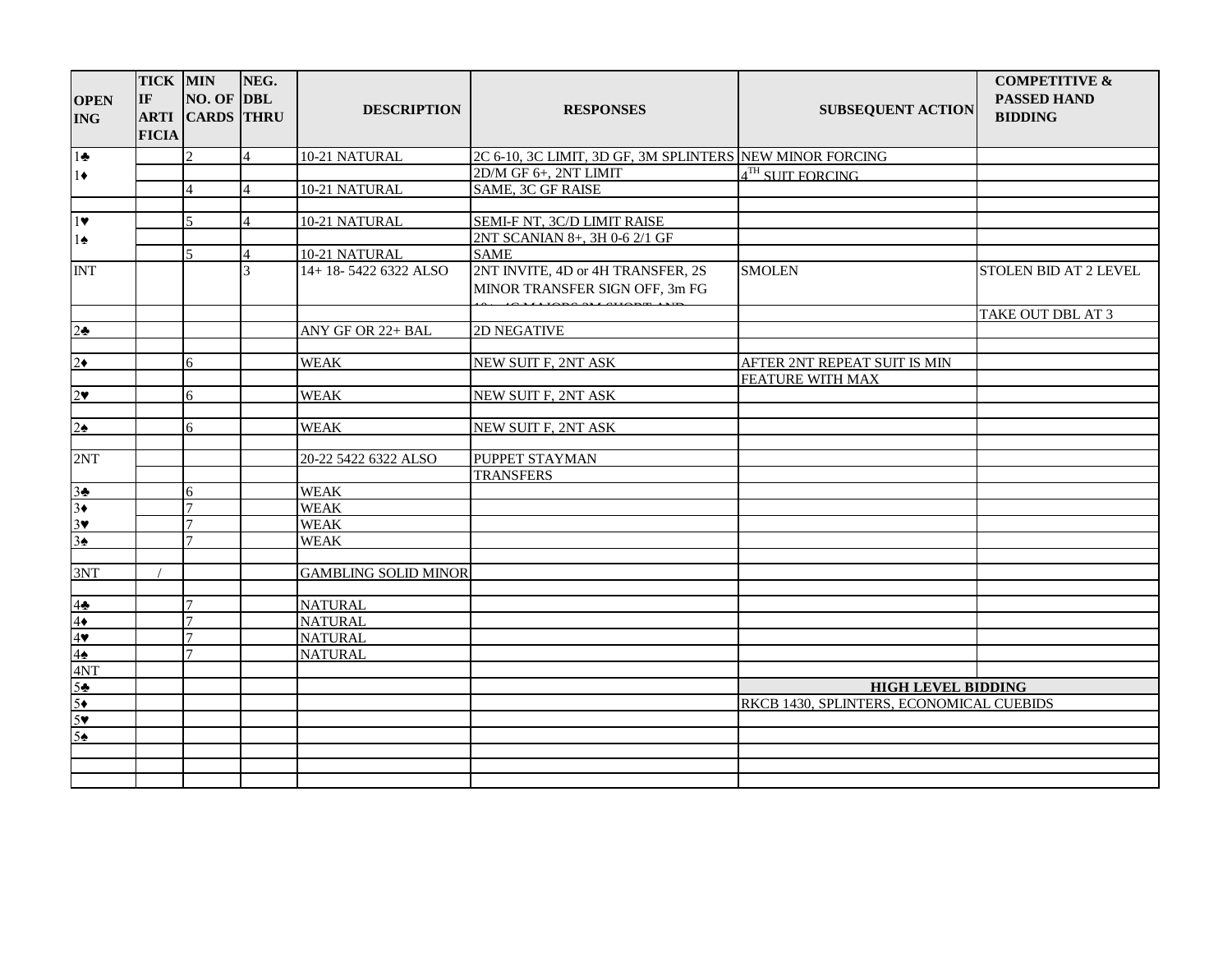| OPENING | TICK IF ARTIFICIAL | MIN NO. OF CARDS | NEG. DBL THRU | DESCRIPTION | RESPONSES | SUBSEQUENT ACTION | COMPETITIVE & PASSED HAND BIDDING |
|---|---|---|---|---|---|---|---|
| 1♣ | | 2 | 4 | 10-21 NATURAL | 2C 6-10, 3C LIMIT, 3D GF, 3M SPLINTERS | NEW MINOR FORCING | |
| 1♦ | | | | | 2D/M GF 6+, 2NT LIMIT | 4TH SUIT FORCING | |
| | | 4 | 4 | 10-21 NATURAL | SAME, 3C GF RAISE | | |
| | | | | | | | |
| 1♥ | | 5 | 4 | 10-21 NATURAL | SEMI-F NT, 3C/D LIMIT RAISE | | |
| 1♠ | | | | | 2NT SCANIAN 8+, 3H 0-6 2/1 GF | | |
| | | 5 | 4 | 10-21 NATURAL | SAME | | |
| INT | | | 3 | 14+ 18- 5422 6322 ALSO | 2NT INVITE, 4D or 4H TRANSFER, 2S MINOR TRANSFER SIGN OFF, 3m FG | SMOLEN | STOLEN BID AT 2 LEVEL |
| | | | | | | | TAKE OUT DBL AT 3 |
| 2♣ | | | | ANY GF OR 22+ BAL | 2D NEGATIVE | | |
| | | | | | | | |
| 2♦ | | 6 | | WEAK | NEW SUIT F, 2NT ASK | AFTER 2NT REPEAT SUIT IS MIN | |
| | | | | | | FEATURE WITH MAX | |
| 2♥ | | 6 | | WEAK | NEW SUIT F, 2NT ASK | | |
| | | | | | | | |
| 2♠ | | 6 | | WEAK | NEW SUIT F, 2NT ASK | | |
| | | | | | | | |
| 2NT | | | | 20-22 5422 6322 ALSO | PUPPET STAYMAN | | |
| | | | | | TRANSFERS | | |
| 3♣ | | 6 | | WEAK | | | |
| 3♦ | | 7 | | WEAK | | | |
| 3♥ | | 7 | | WEAK | | | |
| 3♠ | | 7 | | WEAK | | | |
| | | | | | | | |
| 3NT | / | | | GAMBLING SOLID MINOR | | | |
| | | | | | | | |
| 4♣ | | 7 | | NATURAL | | | |
| 4♦ | | 7 | | NATURAL | | | |
| 4♥ | | 7 | | NATURAL | | | |
| 4♠ | | 7 | | NATURAL | | | |
| 4NT | | | | | | | |
| 5♣ | | | | | | HIGH LEVEL BIDDING | |
| 5♦ | | | | | | RKCB 1430, SPLINTERS, ECONOMICAL CUEBIDS | |
| 5♥ | | | | | | | |
| 5♠ | | | | | | | |